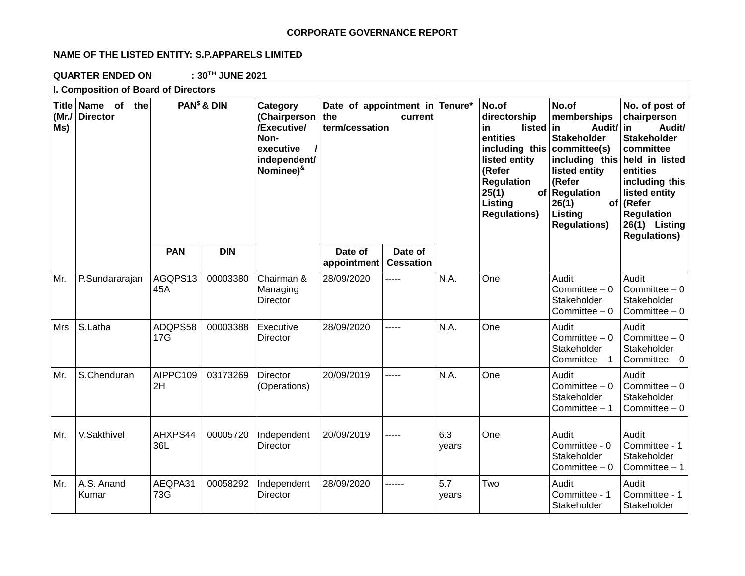**CORPORATE GOVERNANCE REPORT**

**NAME OF THE LISTED ENTITY: S.P.APPARELS LIMITED**

**QUARTER ENDED ON : 30TH JUNE 2021**

**I. Composition of Board of Directors**

| Title (Mr./Ms) | Name of the Director | PAN$ & DIN | | Category (Chairperson /Executive/ Non-executive / independent/ Nominee)& | Date of appointment in the current term/cessation | | Tenure* | No.of directorship in listed entities including this listed entity (Refer Regulation 25(1) of Listing Regulations) | No.of memberships in Audit/ Stakeholder committee(s) including this listed entity (Refer Regulation 26(1) of Listing Regulations) | No. of post of chairperson in Audit/ Stakeholder committee held in listed entities including this listed entity (Refer Regulation 26(1) Listing Regulations) |
|---|---|---|---|---|---|---|---|---|---|---|
| | | PAN | DIN | | Date of appointment | Date of Cessation | | | | |
| Mr. | P.Sundararajan | AGQPS1345A | 00003380 | Chairman & Managing Director | 28/09/2020 | ----- | N.A. | One | Audit Committee – 0 Stakeholder Committee – 0 | Audit Committee – 0 Stakeholder Committee – 0 |
| Mrs | S.Latha | ADQPS5817G | 00003388 | Executive Director | 28/09/2020 | ----- | N.A. | One | Audit Committee – 0 Stakeholder Committee – 1 | Audit Committee – 0 Stakeholder Committee – 0 |
| Mr. | S.Chenduran | AIPPC1092H | 03173269 | Director (Operations) | 20/09/2019 | ----- | N.A. | One | Audit Committee – 0 Stakeholder Committee – 1 | Audit Committee – 0 Stakeholder Committee – 0 |
| Mr. | V.Sakthivel | AHXPS4436L | 00005720 | Independent Director | 20/09/2019 | ----- | 6.3 years | One | Audit Committee - 0 Stakeholder Committee – 0 | Audit Committee - 1 Stakeholder Committee – 1 |
| Mr. | A.S. Anand Kumar | AEQPA3173G | 00058292 | Independent Director | 28/09/2020 | ------ | 5.7 years | Two | Audit Committee - 1 Stakeholder | Audit Committee - 1 Stakeholder |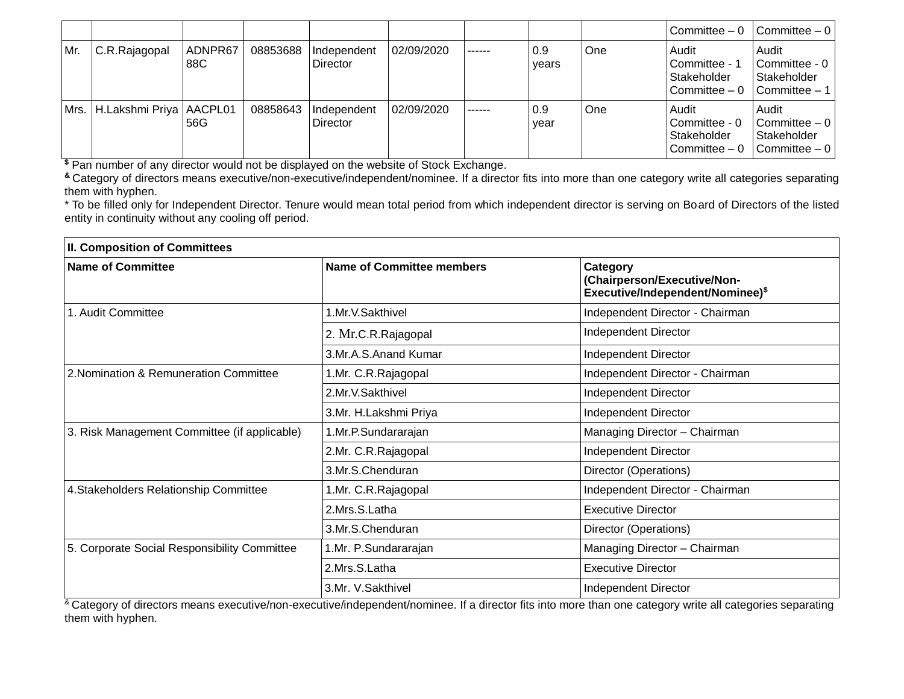| | | | | | | | | | Committee – 0 | Committee – 0 |
|---|---|---|---|---|---|---|---|---|---|---|
| Mr. | C.R.Rajagopal | ADNPR6788C | 08853688 | Independent Director | 02/09/2020 | ------ | 0.9 years | One | Audit Committee - 1 Stakeholder Committee – 0 | Audit Committee - 0 Stakeholder Committee – 1 |
| Mrs. | H.Lakshmi Priya | AACPL0156G | 08858643 | Independent Director | 02/09/2020 | ------ | 0.9 year | One | Audit Committee - 0 Stakeholder Committee – 0 | Audit Committee – 0 Stakeholder Committee – 0 |

$ Pan number of any director would not be displayed on the website of Stock Exchange.

& Category of directors means executive/non-executive/independent/nominee. If a director fits into more than one category write all categories separating them with hyphen.

* To be filled only for Independent Director. Tenure would mean total period from which independent director is serving on Board of Directors of the listed entity in continuity without any cooling off period.

| **II. Composition of Committees** | | |
|---|---|---|
| **Name of Committee** | **Name of Committee members** | **Category (Chairperson/Executive/Non-Executive/Independent/Nominee)$** |
| 1. Audit Committee | 1.Mr.V.Sakthivel | Independent Director - Chairman |
| | 2. Mr.C.R.Rajagopal | Independent Director |
| | 3.Mr.A.S.Anand Kumar | Independent Director |
| 2.Nomination & Remuneration Committee | 1.Mr. C.R.Rajagopal | Independent Director - Chairman |
| | 2.Mr.V.Sakthivel | Independent Director |
| | 3.Mr. H.Lakshmi Priya | Independent Director |
| 3. Risk Management Committee (if applicable) | 1.Mr.P.Sundararajan | Managing Director – Chairman |
| | 2.Mr. C.R.Rajagopal | Independent Director |
| | 3.Mr.S.Chenduran | Director (Operations) |
| 4.Stakeholders Relationship Committee | 1.Mr. C.R.Rajagopal | Independent Director - Chairman |
| | 2.Mrs.S.Latha | Executive Director |
| | 3.Mr.S.Chenduran | Director (Operations) |
| 5. Corporate Social Responsibility Committee | 1.Mr. P.Sundararajan | Managing Director – Chairman |
| | 2.Mrs.S.Latha | Executive Director |
| | 3.Mr. V.Sakthivel | Independent Director |

& Category of directors means executive/non-executive/independent/nominee. If a director fits into more than one category write all categories separating them with hyphen.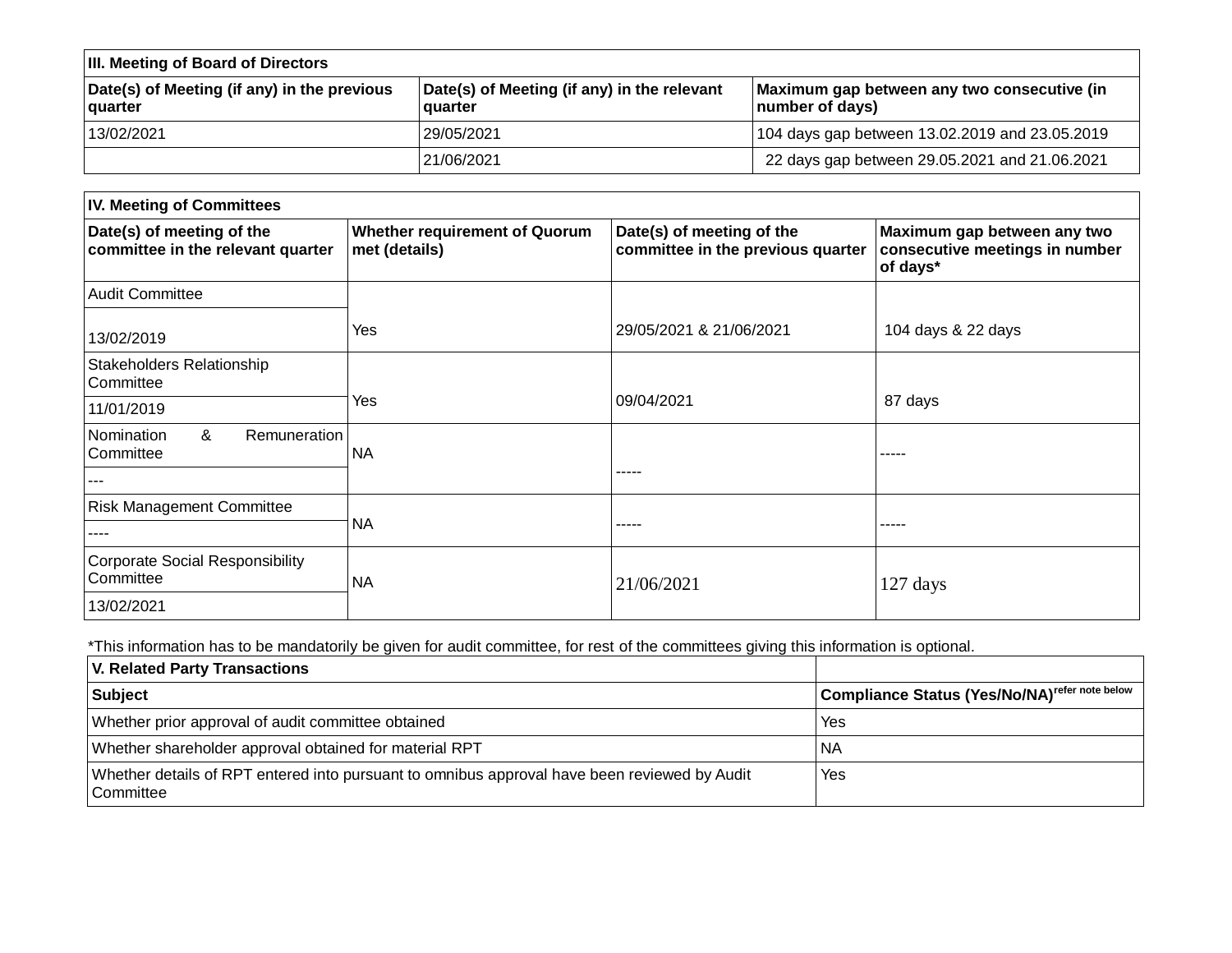| III. Meeting of Board of Directors | | |
| --- | --- | --- |
| Date(s) of Meeting (if any) in the previous quarter | Date(s) of Meeting (if any) in the relevant quarter | Maximum gap between any two consecutive (in number of days) |
| 13/02/2021 | 29/05/2021 | 104 days gap between 13.02.2019 and 23.05.2019 |
| | 21/06/2021 | 22 days gap between 29.05.2021 and 21.06.2021 |

| IV. Meeting of Committees | | | |
| --- | --- | --- | --- |
| Date(s) of meeting of the committee in the relevant quarter | Whether requirement of Quorum met (details) | Date(s) of meeting of the committee in the previous quarter | Maximum gap between any two consecutive meetings in number of days* |
| Audit Committee | Yes | 29/05/2021 & 21/06/2021 | 104 days & 22 days |
| 13/02/2019 | | | |
| Stakeholders Relationship Committee | Yes | 09/04/2021 | 87 days |
| 11/01/2019 | | | |
| Nomination & Remuneration Committee | NA | ----- | ----- |
| --- | | | |
| Risk Management Committee | NA | ----- | ----- |
| ---- | | | |
| Corporate Social Responsibility Committee | NA | 21/06/2021 | 127 days |
| 13/02/2021 | | | |

*This information has to be mandatorily be given for audit committee, for rest of the committees giving this information is optional.

| V. Related Party Transactions | |
| --- | --- |
| Subject | Compliance Status (Yes/No/NA)refer note below |
| Whether prior approval of audit committee obtained | Yes |
| Whether shareholder approval obtained for material RPT | NA |
| Whether details of RPT entered into pursuant to omnibus approval have been reviewed by Audit Committee | Yes |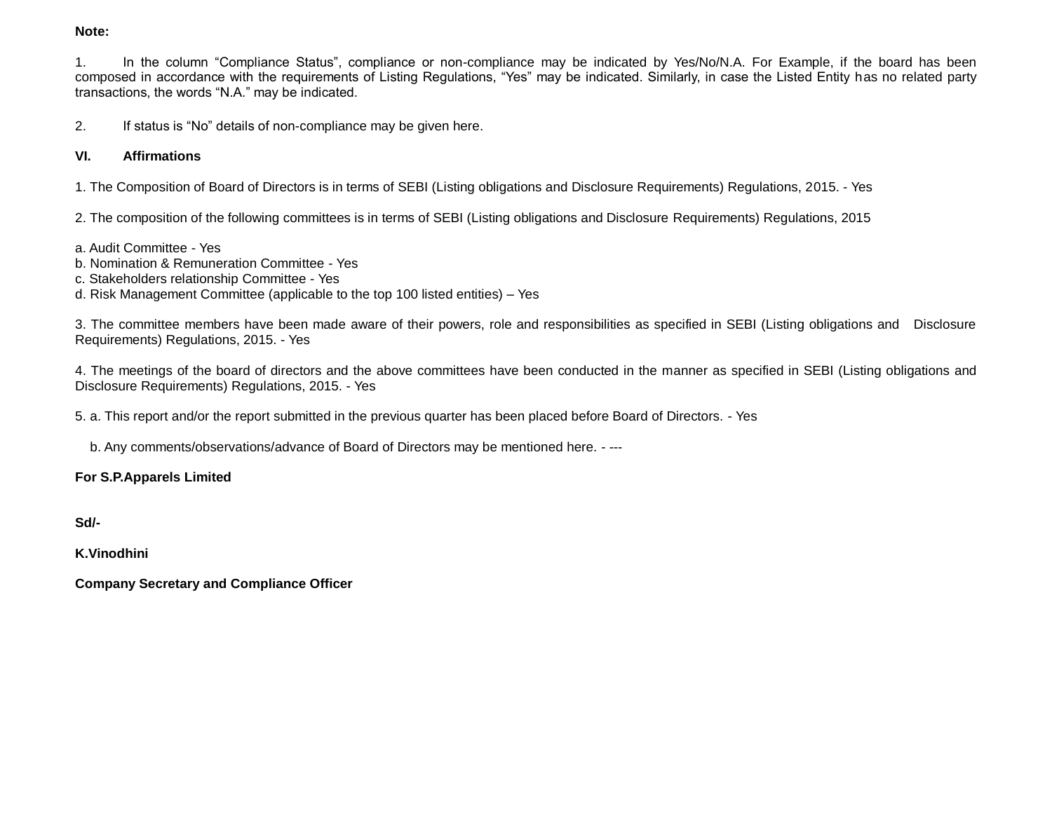**Note:**

1. In the column “Compliance Status”, compliance or non-compliance may be indicated by Yes/No/N.A. For Example, if the board has been composed in accordance with the requirements of Listing Regulations, “Yes” may be indicated. Similarly, in case the Listed Entity has no related party transactions, the words “N.A.” may be indicated.

2. If status is “No” details of non-compliance may be given here.

**VI. Affirmations**

1. The Composition of Board of Directors is in terms of SEBI (Listing obligations and Disclosure Requirements) Regulations, 2015. - Yes

2. The composition of the following committees is in terms of SEBI (Listing obligations and Disclosure Requirements) Regulations, 2015

a. Audit Committee - Yes
b. Nomination & Remuneration Committee - Yes
c. Stakeholders relationship Committee - Yes
d. Risk Management Committee (applicable to the top 100 listed entities) – Yes

3. The committee members have been made aware of their powers, role and responsibilities as specified in SEBI (Listing obligations and Disclosure Requirements) Regulations, 2015. - Yes

4. The meetings of the board of directors and the above committees have been conducted in the manner as specified in SEBI (Listing obligations and Disclosure Requirements) Regulations, 2015. - Yes

5. a. This report and/or the report submitted in the previous quarter has been placed before Board of Directors. - Yes

   b. Any comments/observations/advance of Board of Directors may be mentioned here. - ---

**For S.P.Apparels Limited**

**Sd/-**

**K.Vinodhini**

**Company Secretary and Compliance Officer**